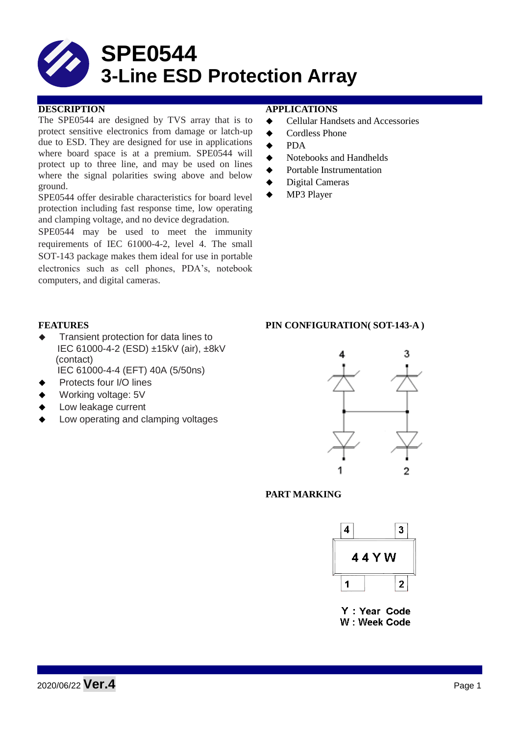# SPE0544
# 3-Line ESD Protection Array

## DESCRIPTION

The SPE0544 are designed by TVS array that is to protect sensitive electronics from damage or latch-up due to ESD. They are designed for use in applications where board space is at a premium. SPE0544 will protect up to three line, and may be used on lines where the signal polarities swing above and below ground.

SPE0544 offer desirable characteristics for board level protection including fast response time, low operating and clamping voltage, and no device degradation.

SPE0544 may be used to meet the immunity requirements of IEC 61000-4-2, level 4. The small SOT-143 package makes them ideal for use in portable electronics such as cell phones, PDA's, notebook computers, and digital cameras.

## APPLICATIONS

- Cellular Handsets and Accessories
- Cordless Phone
- PDA
- Notebooks and Handhelds
- Portable Instrumentation
- Digital Cameras
- MP3 Player

## FEATURES

- Transient protection for data lines to
  IEC 61000-4-2 (ESD) ±15kV (air), ±8kV (contact)
  IEC 61000-4-4 (EFT) 40A (5/50ns)
- Protects four I/O lines
- Working voltage: 5V
- Low leakage current
- Low operating and clamping voltages

## PIN CONFIGURATION( SOT-143-A )

## PART MARKING

44YW

Y : Year Code
W : Week Code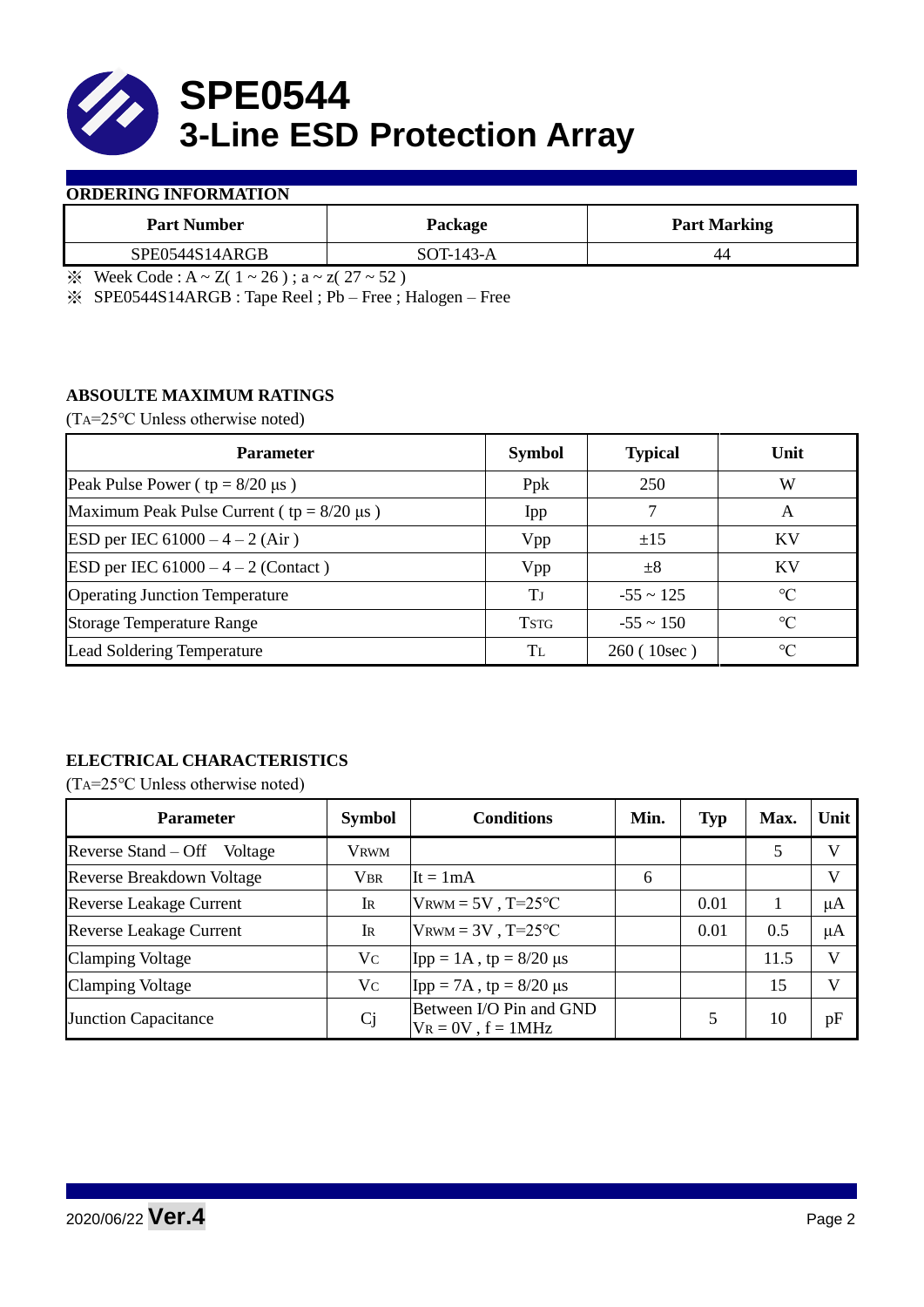# SPE0544
## 3-Line ESD Protection Array

**ORDERING INFORMATION**

| Part Number | Package | Part Marking |
|---|---|---|
| SPE0544S14ARGB | SOT-143-A | 44 |

※ Week Code : A ~ Z( 1 ~ 26 ) ; a ~ z( 27 ~ 52 )

※ SPE0544S14ARGB : Tape Reel ; Pb – Free ; Halogen – Free

**ABSOULTE MAXIMUM RATINGS**

($T_A$=25°C Unless otherwise noted)

| Parameter | Symbol | Typical | Unit |
|---|---|---|---|
| Peak Pulse Power ( tp = 8/20 μs ) | Ppk | 250 | W |
| Maximum Peak Pulse Current ( tp = 8/20 μs ) | Ipp | 7 | A |
| ESD per IEC 61000 – 4 – 2 (Air ) | Vpp | ±15 | KV |
| ESD per IEC 61000 – 4 – 2 (Contact ) | Vpp | ±8 | KV |
| Operating Junction Temperature | $T_J$ | -55 ~ 125 | °C |
| Storage Temperature Range | $T_{STG}$ | -55 ~ 150 | °C |
| Lead Soldering Temperature | $T_L$ | 260 ( 10sec ) | °C |

**ELECTRICAL CHARACTERISTICS**

($T_A$=25°C Unless otherwise noted)

| Parameter | Symbol | Conditions | Min. | Typ | Max. | Unit |
|---|---|---|---|---|---|---|
| Reverse Stand – Off Voltage | $V_{RWM}$ | | | | 5 | V |
| Reverse Breakdown Voltage | $V_{BR}$ | It = 1mA | 6 | | | V |
| Reverse Leakage Current | $I_R$ | $V_{RWM}$ = 5V , T=25°C | | 0.01 | 1 | μA |
| Reverse Leakage Current | $I_R$ | $V_{RWM}$ = 3V , T=25°C | | 0.01 | 0.5 | μA |
| Clamping Voltage | $V_C$ | Ipp = 1A , tp = 8/20 μs | | | 11.5 | V |
| Clamping Voltage | $V_C$ | Ipp = 7A , tp = 8/20 μs | | | 15 | V |
| Junction Capacitance | Cj | Between I/O Pin and GND $V_R$ = 0V , f = 1MHz | | 5 | 10 | pF |

2020/06/22 **Ver.4**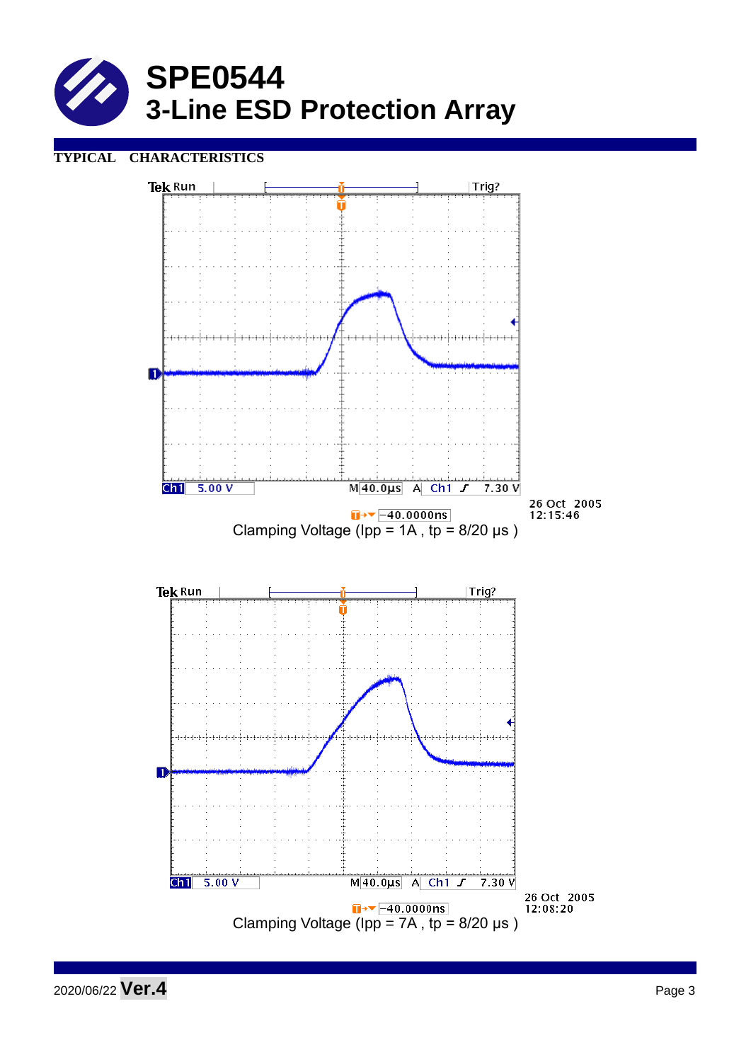# SPE0544
## 3-Line ESD Protection Array

**TYPICAL CHARACTERISTICS**

Tek Run Trig?

Ch1 5.00 V M 40.0µs A Ch1 7.30 V

-40.0000ns

26 Oct 2005 12:15:46

Clamping Voltage (Ipp = 1A , tp = 8/20 µs )

Tek Run Trig?

Ch1 5.00 V M 40.0µs A Ch1 7.30 V

-40.0000ns

26 Oct 2005 12:08:20

Clamping Voltage (Ipp = 7A , tp = 8/20 µs )

2020/06/22 **Ver.4**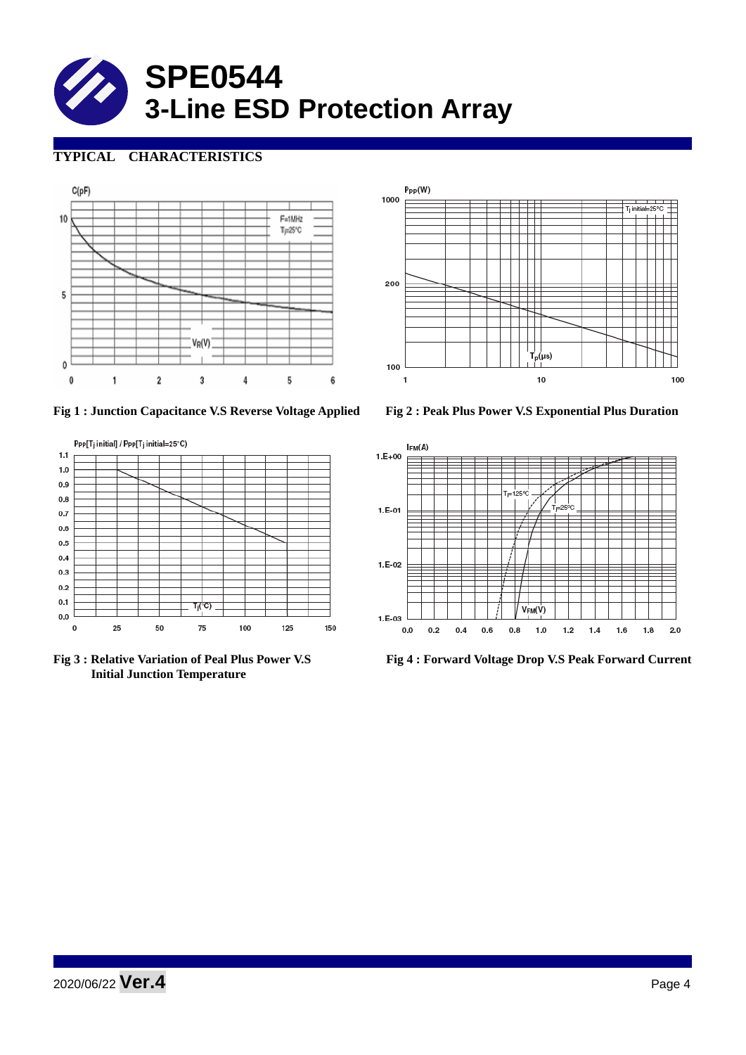# SPE0544
## 3-Line ESD Protection Array

### TYPICAL CHARACTERISTICS

**Fig 1 : Junction Capacitance V.S Reverse Voltage Applied**

**Fig 2 : Peak Plus Power V.S Exponential Plus Duration**

**Fig 3 : Relative Variation of Peal Plus Power V.S Initial Junction Temperature**

**Fig 4 : Forward Voltage Drop V.S Peak Forward Current**

2020/06/22 **Ver.4**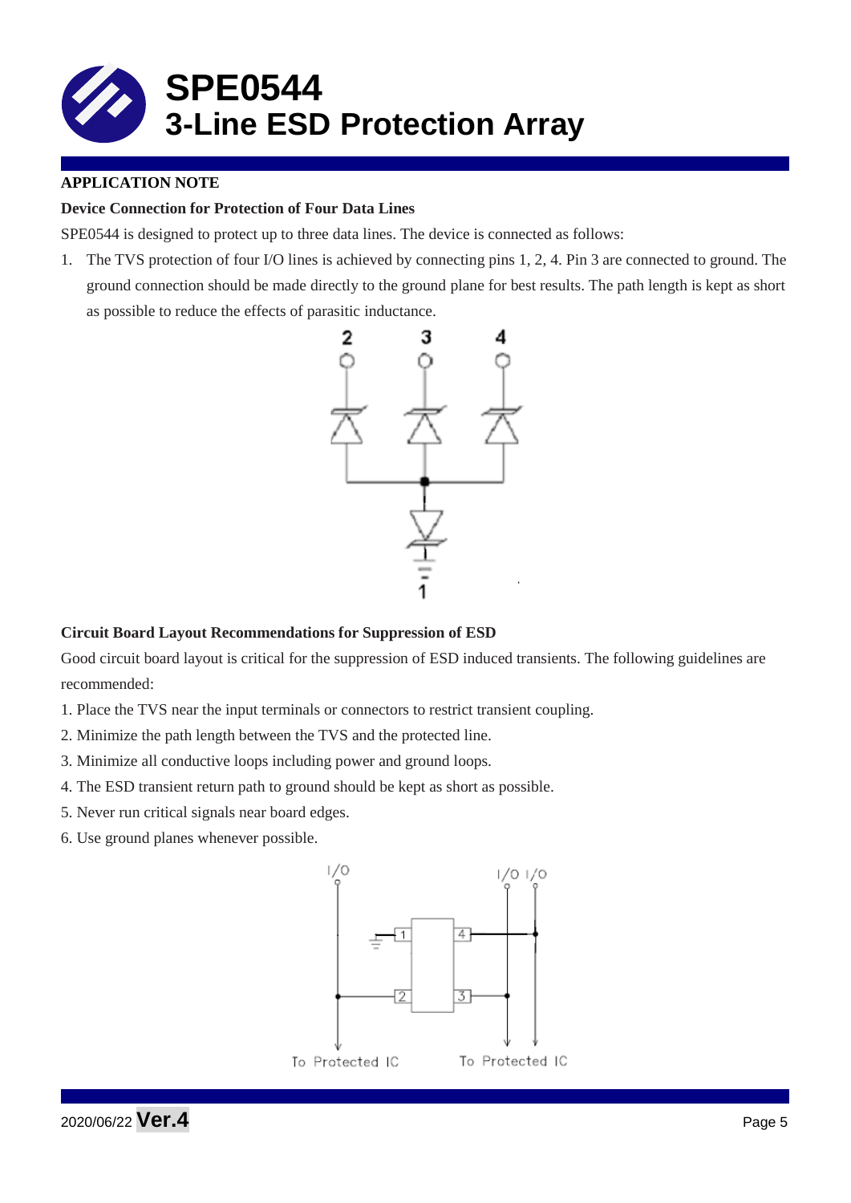# SPE0544
## 3-Line ESD Protection Array

**APPLICATION NOTE**

**Device Connection for Protection of Four Data Lines**

SPE0544 is designed to protect up to three data lines. The device is connected as follows:

1. The TVS protection of four I/O lines is achieved by connecting pins 1, 2, 4. Pin 3 are connected to ground. The ground connection should be made directly to the ground plane for best results. The path length is kept as short as possible to reduce the effects of parasitic inductance.

**Circuit Board Layout Recommendations for Suppression of ESD**

Good circuit board layout is critical for the suppression of ESD induced transients. The following guidelines are recommended:

1. Place the TVS near the input terminals or connectors to restrict transient coupling.
2. Minimize the path length between the TVS and the protected line.
3. Minimize all conductive loops including power and ground loops.
4. The ESD transient return path to ground should be kept as short as possible.
5. Never run critical signals near board edges.
6. Use ground planes whenever possible.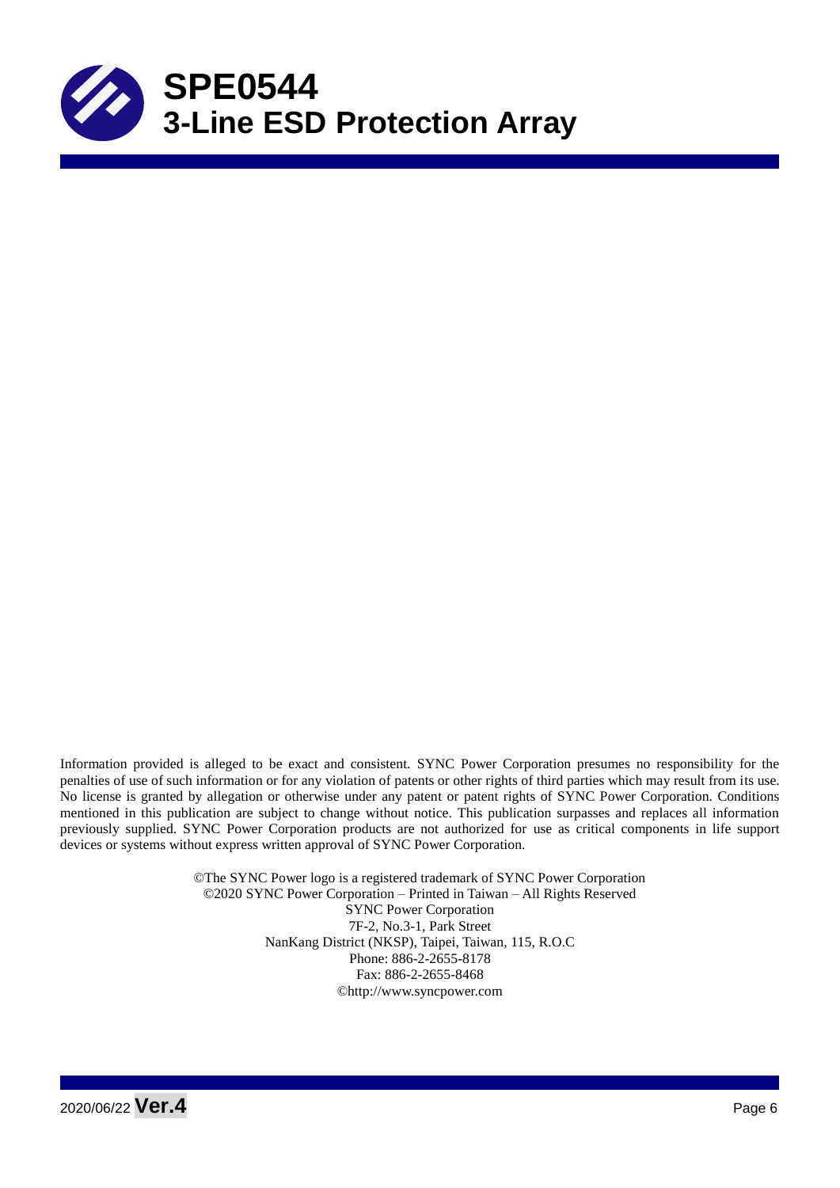Information provided is alleged to be exact and consistent. SYNC Power Corporation presumes no responsibility for the penalties of use of such information or for any violation of patents or other rights of third parties which may result from its use. No license is granted by allegation or otherwise under any patent or patent rights of SYNC Power Corporation. Conditions mentioned in this publication are subject to change without notice. This publication surpasses and replaces all information previously supplied. SYNC Power Corporation products are not authorized for use as critical components in life support devices or systems without express written approval of SYNC Power Corporation.

©The SYNC Power logo is a registered trademark of SYNC Power Corporation
©2020 SYNC Power Corporation – Printed in Taiwan – All Rights Reserved
SYNC Power Corporation
7F-2, No.3-1, Park Street
NanKang District (NKSP), Taipei, Taiwan, 115, R.O.C
Phone: 886-2-2655-8178
Fax: 886-2-2655-8468
©http://www.syncpower.com